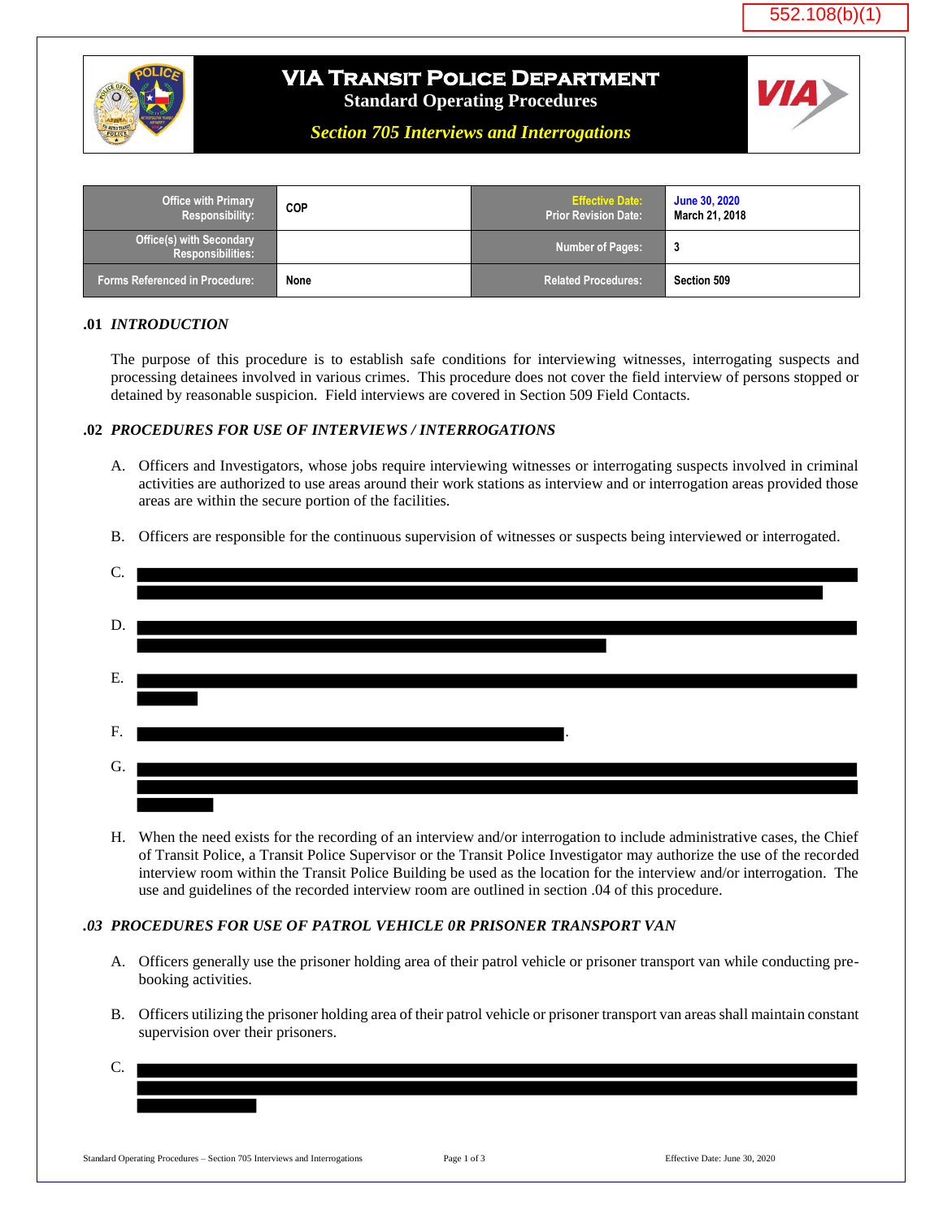552.108(b)(1)

# VIA Transit Police Department

**Standard Operating Procedures**

***Section 705 Interviews and Interrogations***

| Office with Primary Responsibility: | COP | Effective Date: Prior Revision Date: | June 30, 2020 March 21, 2018 |
|---|---|---|---|
| Office(s) with Secondary Responsibilities: | | Number of Pages: | 3 |
| Forms Referenced in Procedure: | None | Related Procedures: | Section 509 |

## .01 *INTRODUCTION*

The purpose of this procedure is to establish safe conditions for interviewing witnesses, interrogating suspects and processing detainees involved in various crimes. This procedure does not cover the field interview of persons stopped or detained by reasonable suspicion. Field interviews are covered in Section 509 Field Contacts.

## .02 *PROCEDURES FOR USE OF INTERVIEWS / INTERROGATIONS*

A. Officers and Investigators, whose jobs require interviewing witnesses or interrogating suspects involved in criminal activities are authorized to use areas around their work stations as interview and or interrogation areas provided those areas are within the secure portion of the facilities.

B. Officers are responsible for the continuous supervision of witnesses or suspects being interviewed or interrogated.

C. [REDACTED]

D. [REDACTED]

E. [REDACTED]

F. [REDACTED].

G. [REDACTED]

H. When the need exists for the recording of an interview and/or interrogation to include administrative cases, the Chief of Transit Police, a Transit Police Supervisor or the Transit Police Investigator may authorize the use of the recorded interview room within the Transit Police Building be used as the location for the interview and/or interrogation. The use and guidelines of the recorded interview room are outlined in section .04 of this procedure.

## .03 *PROCEDURES FOR USE OF PATROL VEHICLE 0R PRISONER TRANSPORT VAN*

A. Officers generally use the prisoner holding area of their patrol vehicle or prisoner transport van while conducting pre-booking activities.

B. Officers utilizing the prisoner holding area of their patrol vehicle or prisoner transport van areas shall maintain constant supervision over their prisoners.

C. [REDACTED]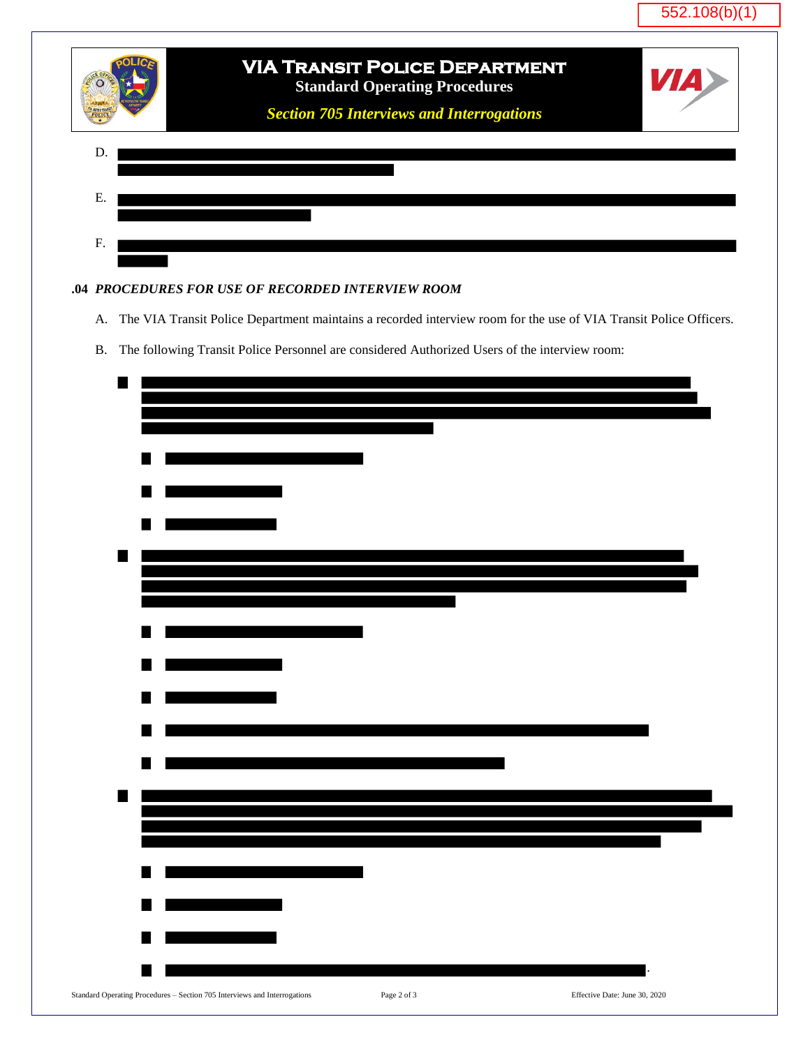552.108(b)(1)

D.

E.

F.

**.04** ***PROCEDURES FOR USE OF RECORDED INTERVIEW ROOM***

A. The VIA Transit Police Department maintains a recorded interview room for the use of VIA Transit Police Officers.

B. The following Transit Police Personnel are considered Authorized Users of the interview room:

.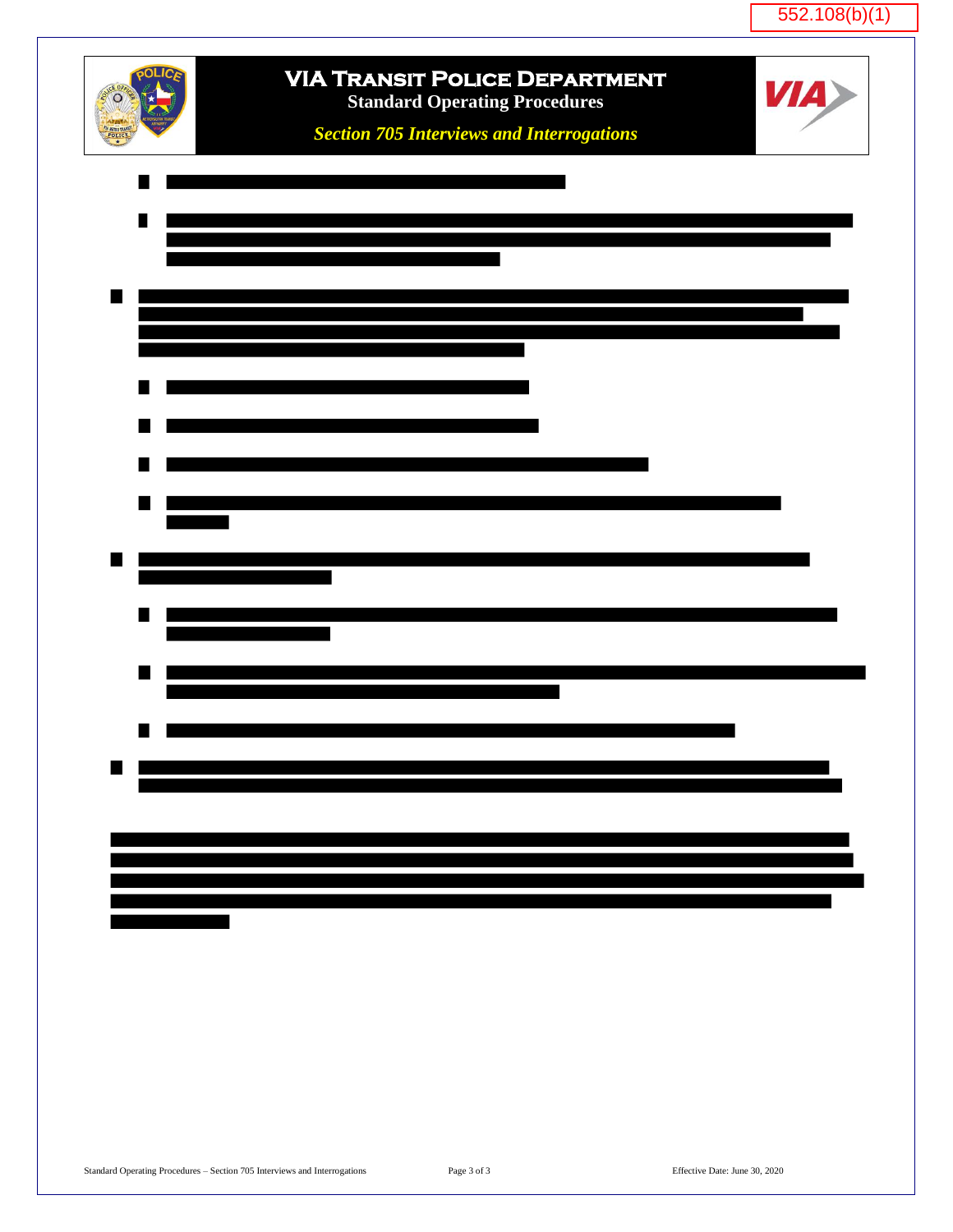552.108(b)(1)

# VIA Transit Police Department

**Standard Operating Procedures**

***Section 705 Interviews and Interrogations***